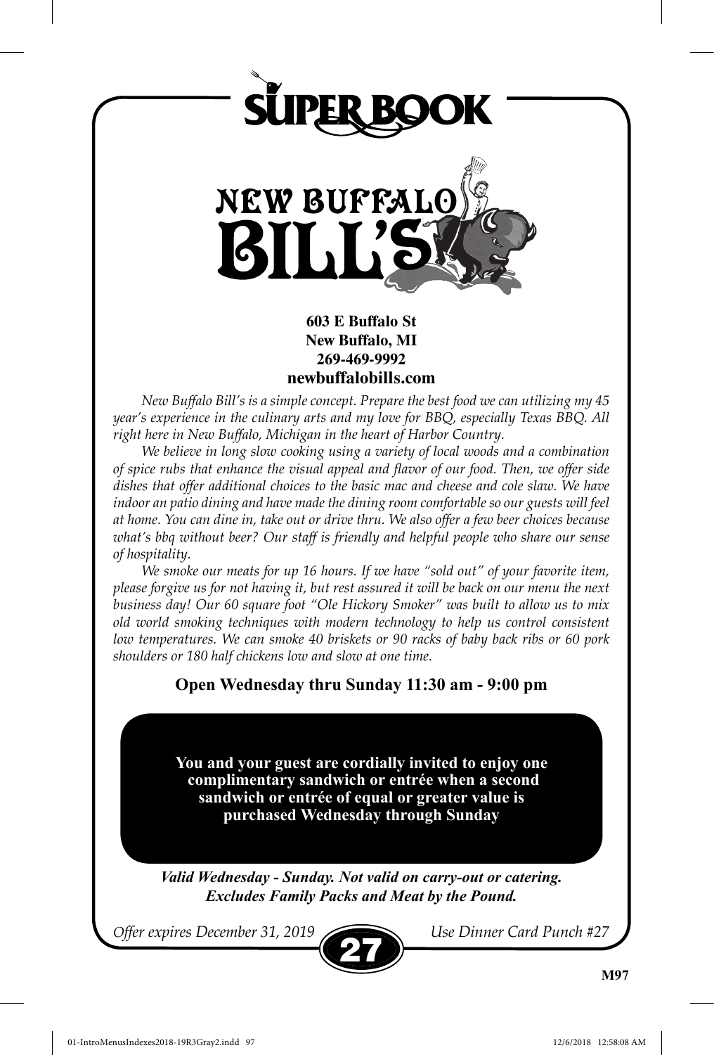# SUPER BOOK

## NEW BUFFALO BILL'S

**603 E Buffalo St**
**New Buffalo, MI**
**269-469-9992**
**newbuffalobills.com**

*New Buffalo Bill's is a simple concept. Prepare the best food we can utilizing my 45 year's experience in the culinary arts and my love for BBQ, especially Texas BBQ. All right here in New Buffalo, Michigan in the heart of Harbor Country.*

*We believe in long slow cooking using a variety of local woods and a combination of spice rubs that enhance the visual appeal and flavor of our food. Then, we offer side dishes that offer additional choices to the basic mac and cheese and cole slaw. We have indoor an patio dining and have made the dining room comfortable so our guests will feel at home. You can dine in, take out or drive thru. We also offer a few beer choices because what's bbq without beer? Our staff is friendly and helpful people who share our sense of hospitality.*

*We smoke our meats for up 16 hours. If we have "sold out" of your favorite item, please forgive us for not having it, but rest assured it will be back on our menu the next business day! Our 60 square foot "Ole Hickory Smoker" was built to allow us to mix old world smoking techniques with modern technology to help us control consistent low temperatures. We can smoke 40 briskets or 90 racks of baby back ribs or 60 pork shoulders or 180 half chickens low and slow at one time.*

**Open Wednesday thru Sunday 11:30 am - 9:00 pm**

**You and your guest are cordially invited to enjoy one complimentary sandwich or entrée when a second sandwich or entrée of equal or greater value is purchased Wednesday through Sunday**

***Valid Wednesday - Sunday. Not valid on carry-out or catering. Excludes Family Packs and Meat by the Pound.***

*Offer expires December 31, 2019* **27** *Use Dinner Card Punch #27*

**M97**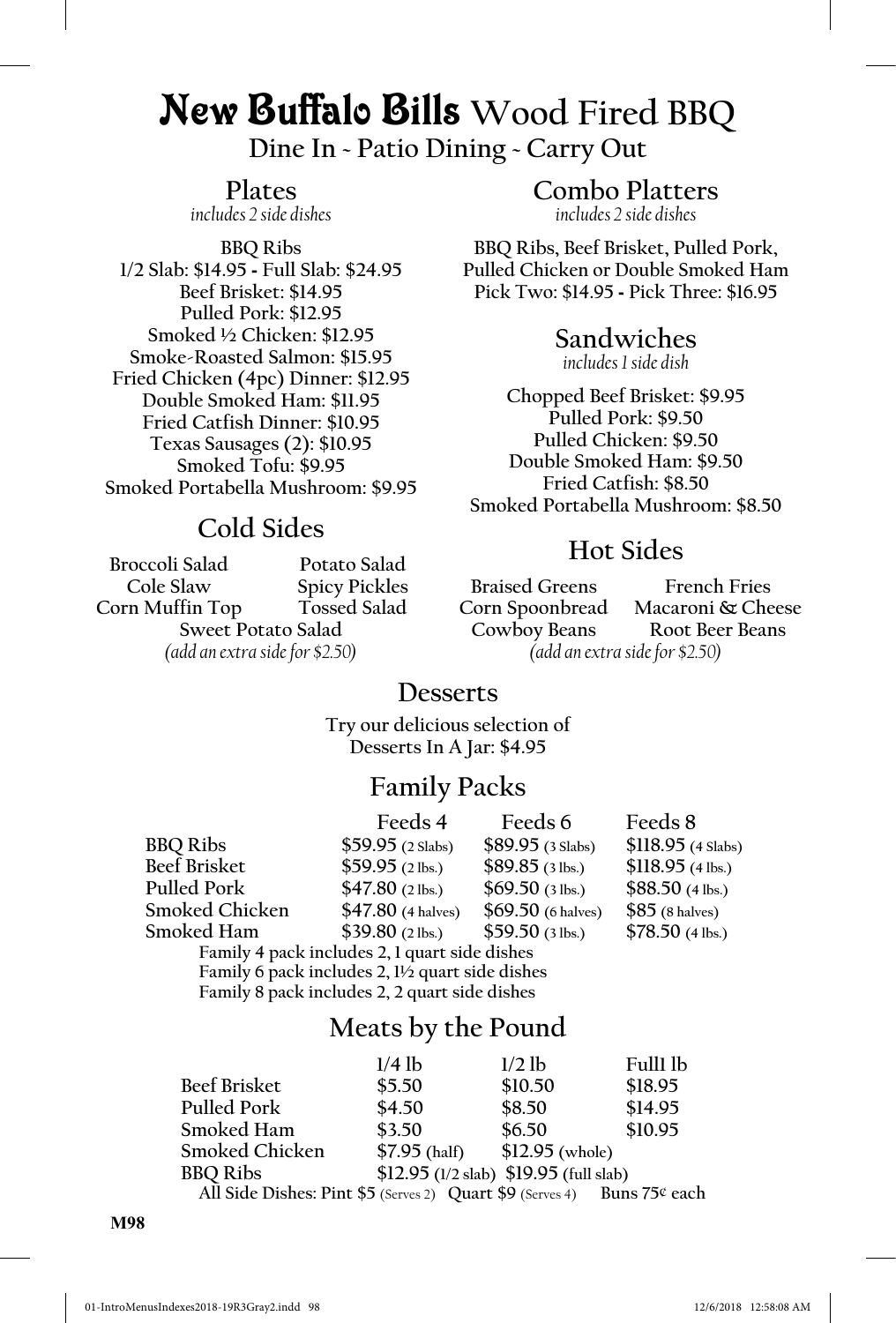# New Buffalo Bills Wood Fired BBQ

**Dine In ~ Patio Dining ~ Carry Out**

## Plates

*includes 2 side dishes*

**BBQ Ribs**
**1/2 Slab: $14.95 - Full Slab: $24.95**
**Beef Brisket: $14.95**
**Pulled Pork: $12.95**
**Smoked ½ Chicken: $12.95**
**Smoke-Roasted Salmon: $15.95**
**Fried Chicken (4pc) Dinner: $12.95**
**Double Smoked Ham: $11.95**
**Fried Catfish Dinner: $10.95**
**Texas Sausages (2): $10.95**
**Smoked Tofu: $9.95**
**Smoked Portabella Mushroom: $9.95**

## Cold Sides

| | |
|---|---|
| Broccoli Salad | Potato Salad |
| Cole Slaw | Spicy Pickles |
| Corn Muffin Top | Tossed Salad |

Sweet Potato Salad

*(add an extra side for $2.50)*

## Combo Platters

*includes 2 side dishes*

**BBQ Ribs, Beef Brisket, Pulled Pork, Pulled Chicken or Double Smoked Ham**
**Pick Two: $14.95 - Pick Three: $16.95**

## Sandwiches

*includes 1 side dish*

**Chopped Beef Brisket: $9.95**
**Pulled Pork: $9.50**
**Pulled Chicken: $9.50**
**Double Smoked Ham: $9.50**
**Fried Catfish: $8.50**
**Smoked Portabella Mushroom: $8.50**

## Hot Sides

| | |
|---|---|
| Braised Greens | French Fries |
| Corn Spoonbread | Macaroni & Cheese |
| Cowboy Beans | Root Beer Beans |

*(add an extra side for $2.50)*

## Desserts

**Try our delicious selection of Desserts In A Jar: $4.95**

## Family Packs

| | Feeds 4 | Feeds 6 | Feeds 8 |
|---|---|---|---|
| BBQ Ribs | $59.95 (2 Slabs) | $89.95 (3 Slabs) | $118.95 (4 Slabs) |
| Beef Brisket | $59.95 (2 lbs.) | $89.85 (3 lbs.) | $118.95 (4 lbs.) |
| Pulled Pork | $47.80 (2 lbs.) | $69.50 (3 lbs.) | $88.50 (4 lbs.) |
| Smoked Chicken | $47.80 (4 halves) | $69.50 (6 halves) | $85 (8 halves) |
| Smoked Ham | $39.80 (2 lbs.) | $59.50 (3 lbs.) | $78.50 (4 lbs.) |

Family 4 pack includes 2, 1 quart side dishes
Family 6 pack includes 2, 1½ quart side dishes
Family 8 pack includes 2, 2 quart side dishes

## Meats by the Pound

| | 1/4 lb | 1/2 lb | Full1 lb |
|---|---|---|---|
| Beef Brisket | $5.50 | $10.50 | $18.95 |
| Pulled Pork | $4.50 | $8.50 | $14.95 |
| Smoked Ham | $3.50 | $6.50 | $10.95 |
| Smoked Chicken | $7.95 (half) | $12.95 (whole) | |
| BBQ Ribs | $12.95 (1/2 slab) | $19.95 (full slab) | |

All Side Dishes: Pint $5 (Serves 2) Quart $9 (Serves 4) Buns 75¢ each

M98